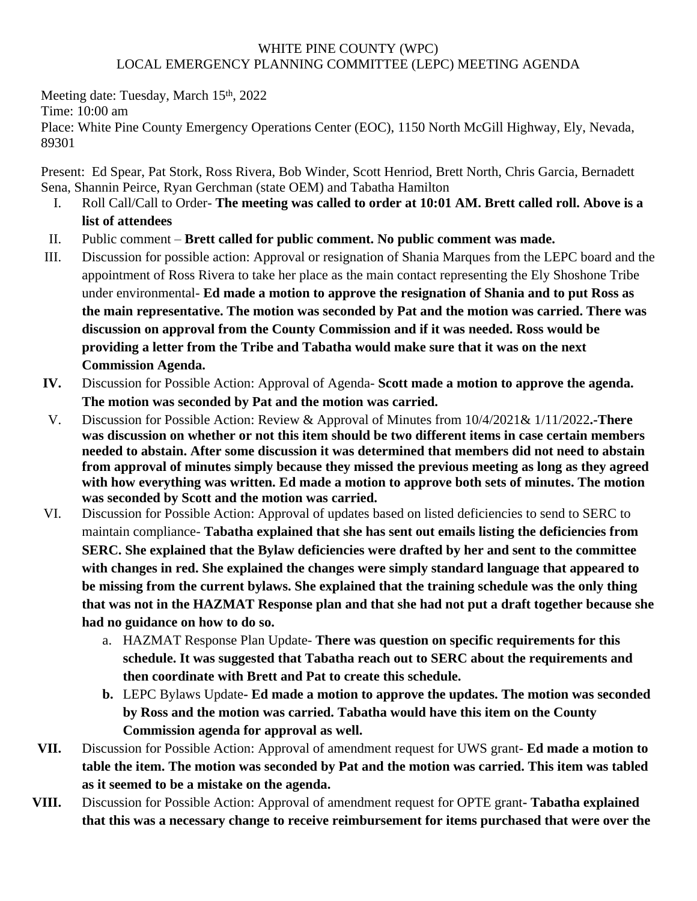WHITE PINE COUNTY (WPC)
LOCAL EMERGENCY PLANNING COMMITTEE (LEPC) MEETING AGENDA

Meeting date: Tuesday, March 15th, 2022
Time: 10:00 am
Place: White Pine County Emergency Operations Center (EOC), 1150 North McGill Highway, Ely, Nevada, 89301

Present: Ed Spear, Pat Stork, Ross Rivera, Bob Winder, Scott Henriod, Brett North, Chris Garcia, Bernadett Sena, Shannin Peirce, Ryan Gerchman (state OEM) and Tabatha Hamilton

I. Roll Call/Call to Order- **The meeting was called to order at 10:01 AM. Brett called roll. Above is a list of attendees**

II. Public comment – **Brett called for public comment. No public comment was made.**

III. Discussion for possible action: Approval or resignation of Shania Marques from the LEPC board and the appointment of Ross Rivera to take her place as the main contact representing the Ely Shoshone Tribe under environmental- **Ed made a motion to approve the resignation of Shania and to put Ross as the main representative. The motion was seconded by Pat and the motion was carried. There was discussion on approval from the County Commission and if it was needed. Ross would be providing a letter from the Tribe and Tabatha would make sure that it was on the next Commission Agenda.**

**IV.** Discussion for Possible Action: Approval of Agenda- **Scott made a motion to approve the agenda. The motion was seconded by Pat and the motion was carried.**

V. Discussion for Possible Action: Review & Approval of Minutes from 10/4/2021& 1/11/2022**.-There was discussion on whether or not this item should be two different items in case certain members needed to abstain. After some discussion it was determined that members did not need to abstain from approval of minutes simply because they missed the previous meeting as long as they agreed with how everything was written. Ed made a motion to approve both sets of minutes. The motion was seconded by Scott and the motion was carried.**

VI. Discussion for Possible Action: Approval of updates based on listed deficiencies to send to SERC to maintain compliance- **Tabatha explained that she has sent out emails listing the deficiencies from SERC. She explained that the Bylaw deficiencies were drafted by her and sent to the committee with changes in red. She explained the changes were simply standard language that appeared to be missing from the current bylaws. She explained that the training schedule was the only thing that was not in the HAZMAT Response plan and that she had not put a draft together because she had no guidance on how to do so.**

   a. HAZMAT Response Plan Update- **There was question on specific requirements for this schedule. It was suggested that Tabatha reach out to SERC about the requirements and then coordinate with Brett and Pat to create this schedule.**

   **b.** LEPC Bylaws Update**- Ed made a motion to approve the updates. The motion was seconded by Ross and the motion was carried. Tabatha would have this item on the County Commission agenda for approval as well.**

**VII.** Discussion for Possible Action: Approval of amendment request for UWS grant- **Ed made a motion to table the item. The motion was seconded by Pat and the motion was carried. This item was tabled as it seemed to be a mistake on the agenda.**

**VIII.** Discussion for Possible Action: Approval of amendment request for OPTE grant**- Tabatha explained that this was a necessary change to receive reimbursement for items purchased that were over the**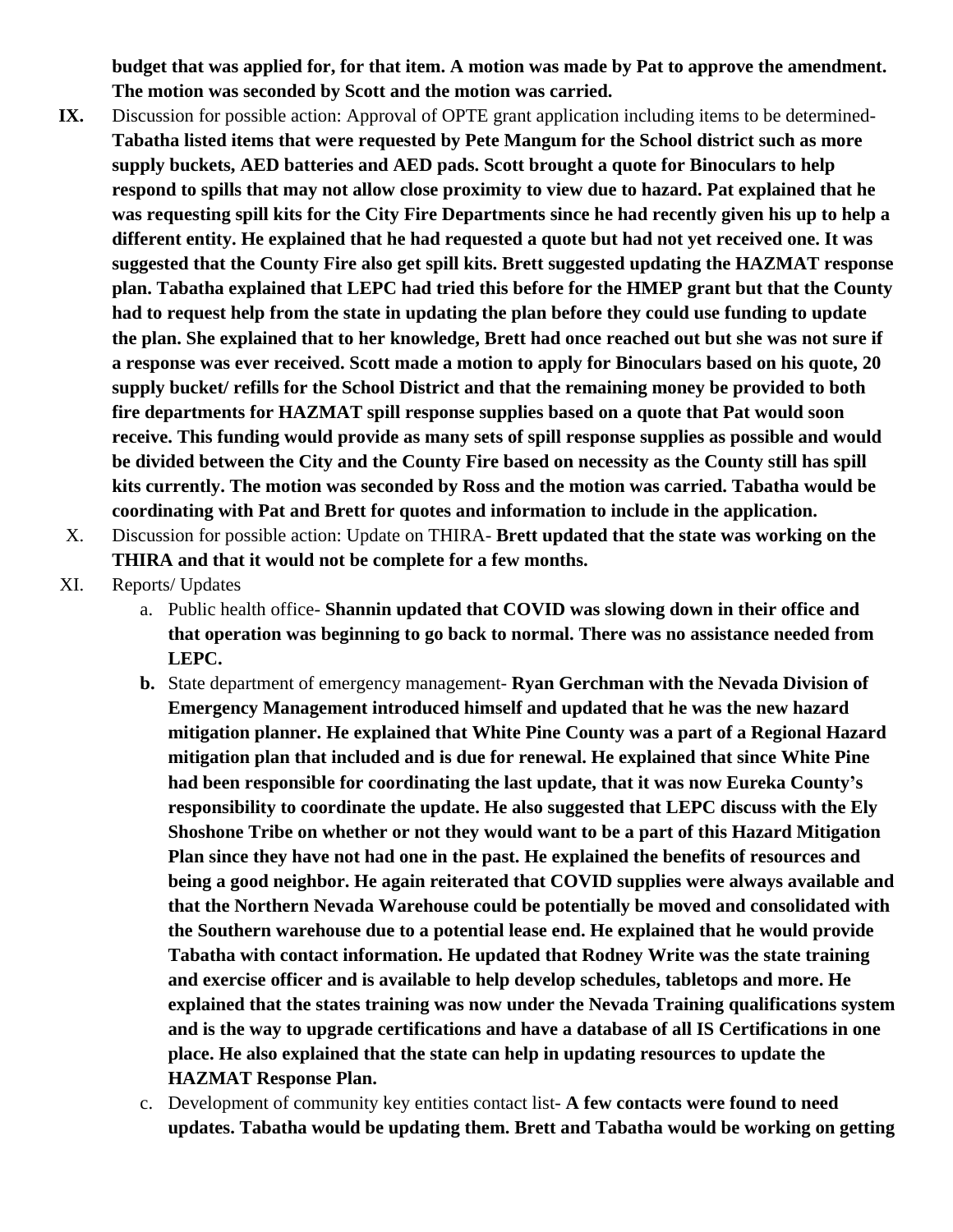**budget that was applied for, for that item. A motion was made by Pat to approve the amendment. The motion was seconded by Scott and the motion was carried.**

**IX.** Discussion for possible action: Approval of OPTE grant application including items to be determined- **Tabatha listed items that were requested by Pete Mangum for the School district such as more supply buckets, AED batteries and AED pads. Scott brought a quote for Binoculars to help respond to spills that may not allow close proximity to view due to hazard. Pat explained that he was requesting spill kits for the City Fire Departments since he had recently given his up to help a different entity. He explained that he had requested a quote but had not yet received one. It was suggested that the County Fire also get spill kits. Brett suggested updating the HAZMAT response plan. Tabatha explained that LEPC had tried this before for the HMEP grant but that the County had to request help from the state in updating the plan before they could use funding to update the plan. She explained that to her knowledge, Brett had once reached out but she was not sure if a response was ever received. Scott made a motion to apply for Binoculars based on his quote, 20 supply bucket/ refills for the School District and that the remaining money be provided to both fire departments for HAZMAT spill response supplies based on a quote that Pat would soon receive. This funding would provide as many sets of spill response supplies as possible and would be divided between the City and the County Fire based on necessity as the County still has spill kits currently. The motion was seconded by Ross and the motion was carried. Tabatha would be coordinating with Pat and Brett for quotes and information to include in the application.**

X. Discussion for possible action: Update on THIRA- **Brett updated that the state was working on the THIRA and that it would not be complete for a few months.**

XI. Reports/ Updates

a. Public health office- **Shannin updated that COVID was slowing down in their office and that operation was beginning to go back to normal. There was no assistance needed from LEPC.**

**b.** State department of emergency management- **Ryan Gerchman with the Nevada Division of Emergency Management introduced himself and updated that he was the new hazard mitigation planner. He explained that White Pine County was a part of a Regional Hazard mitigation plan that included and is due for renewal. He explained that since White Pine had been responsible for coordinating the last update, that it was now Eureka County's responsibility to coordinate the update. He also suggested that LEPC discuss with the Ely Shoshone Tribe on whether or not they would want to be a part of this Hazard Mitigation Plan since they have not had one in the past. He explained the benefits of resources and being a good neighbor. He again reiterated that COVID supplies were always available and that the Northern Nevada Warehouse could be potentially be moved and consolidated with the Southern warehouse due to a potential lease end. He explained that he would provide Tabatha with contact information. He updated that Rodney Write was the state training and exercise officer and is available to help develop schedules, tabletops and more. He explained that the states training was now under the Nevada Training qualifications system and is the way to upgrade certifications and have a database of all IS Certifications in one place. He also explained that the state can help in updating resources to update the HAZMAT Response Plan.**

c. Development of community key entities contact list- **A few contacts were found to need updates. Tabatha would be updating them. Brett and Tabatha would be working on getting**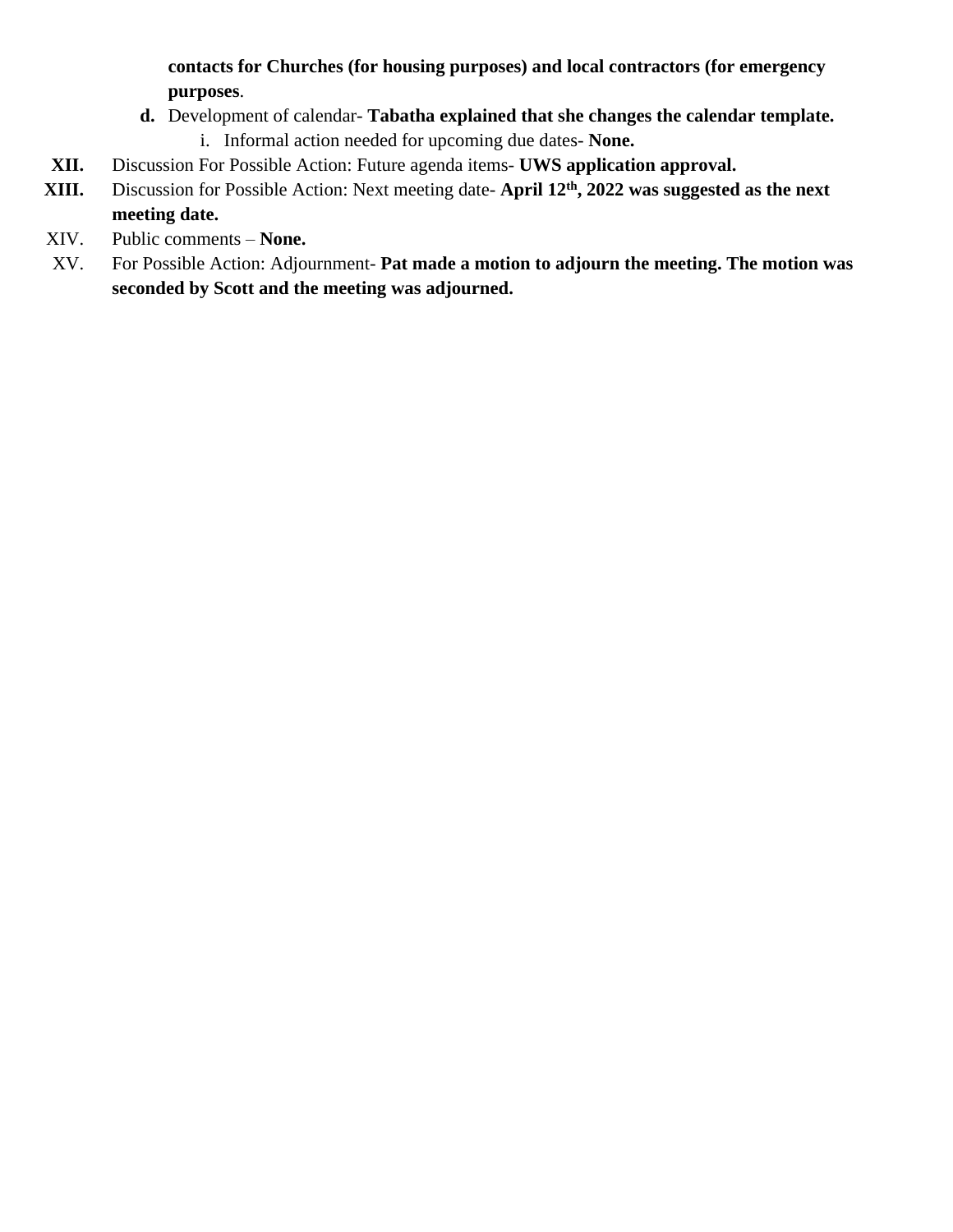**contacts for Churches (for housing purposes) and local contractors (for emergency purposes**.

- **d.** Development of calendar- **Tabatha explained that she changes the calendar template.**
  - i. Informal action needed for upcoming due dates- **None.**

**XII.** Discussion For Possible Action: Future agenda items- **UWS application approval.**

**XIII.** Discussion for Possible Action: Next meeting date- **April 12th, 2022 was suggested as the next meeting date.**

XIV. Public comments – **None.**

XV. For Possible Action: Adjournment- **Pat made a motion to adjourn the meeting. The motion was seconded by Scott and the meeting was adjourned.**